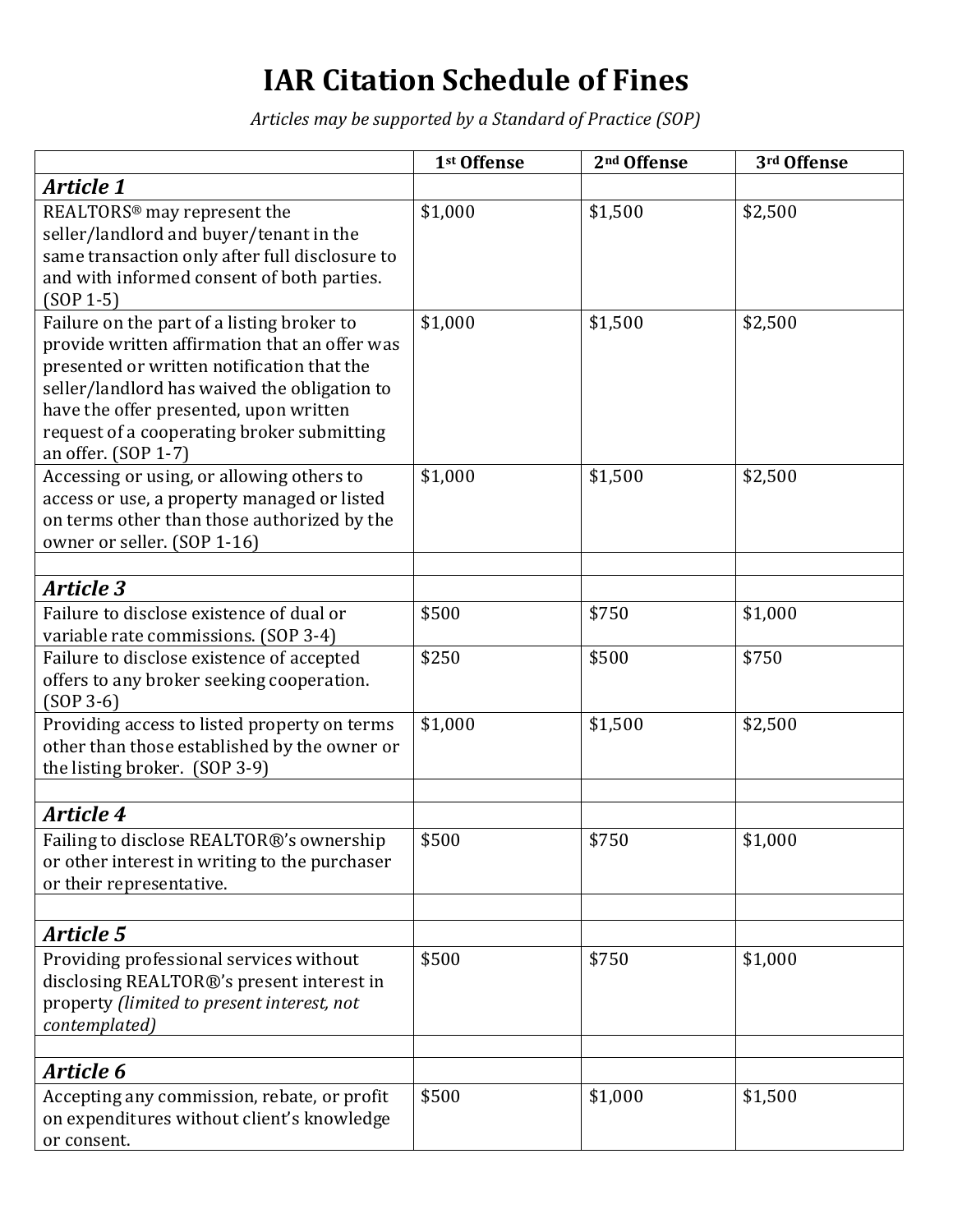# IAR Citation Schedule of Fines

*Articles may be supported by a Standard of Practice (SOP)*

| | 1st Offense | 2nd Offense | 3rd Offense |
|---|---|---|---|
| ***Article 1*** | | | |
| REALTORS® may represent the seller/landlord and buyer/tenant in the same transaction only after full disclosure to and with informed consent of both parties. (SOP 1-5) | $1,000 | $1,500 | $2,500 |
| Failure on the part of a listing broker to provide written affirmation that an offer was presented or written notification that the seller/landlord has waived the obligation to have the offer presented, upon written request of a cooperating broker submitting an offer. (SOP 1-7) | $1,000 | $1,500 | $2,500 |
| Accessing or using, or allowing others to access or use, a property managed or listed on terms other than those authorized by the owner or seller. (SOP 1-16) | $1,000 | $1,500 | $2,500 |
| | | | |
| ***Article 3*** | | | |
| Failure to disclose existence of dual or variable rate commissions. (SOP 3-4) | $500 | $750 | $1,000 |
| Failure to disclose existence of accepted offers to any broker seeking cooperation. (SOP 3-6) | $250 | $500 | $750 |
| Providing access to listed property on terms other than those established by the owner or the listing broker. (SOP 3-9) | $1,000 | $1,500 | $2,500 |
| | | | |
| ***Article 4*** | | | |
| Failing to disclose REALTOR®'s ownership or other interest in writing to the purchaser or their representative. | $500 | $750 | $1,000 |
| | | | |
| ***Article 5*** | | | |
| Providing professional services without disclosing REALTOR®'s present interest in property *(limited to present interest, not contemplated)* | $500 | $750 | $1,000 |
| | | | |
| ***Article 6*** | | | |
| Accepting any commission, rebate, or profit on expenditures without client's knowledge or consent. | $500 | $1,000 | $1,500 |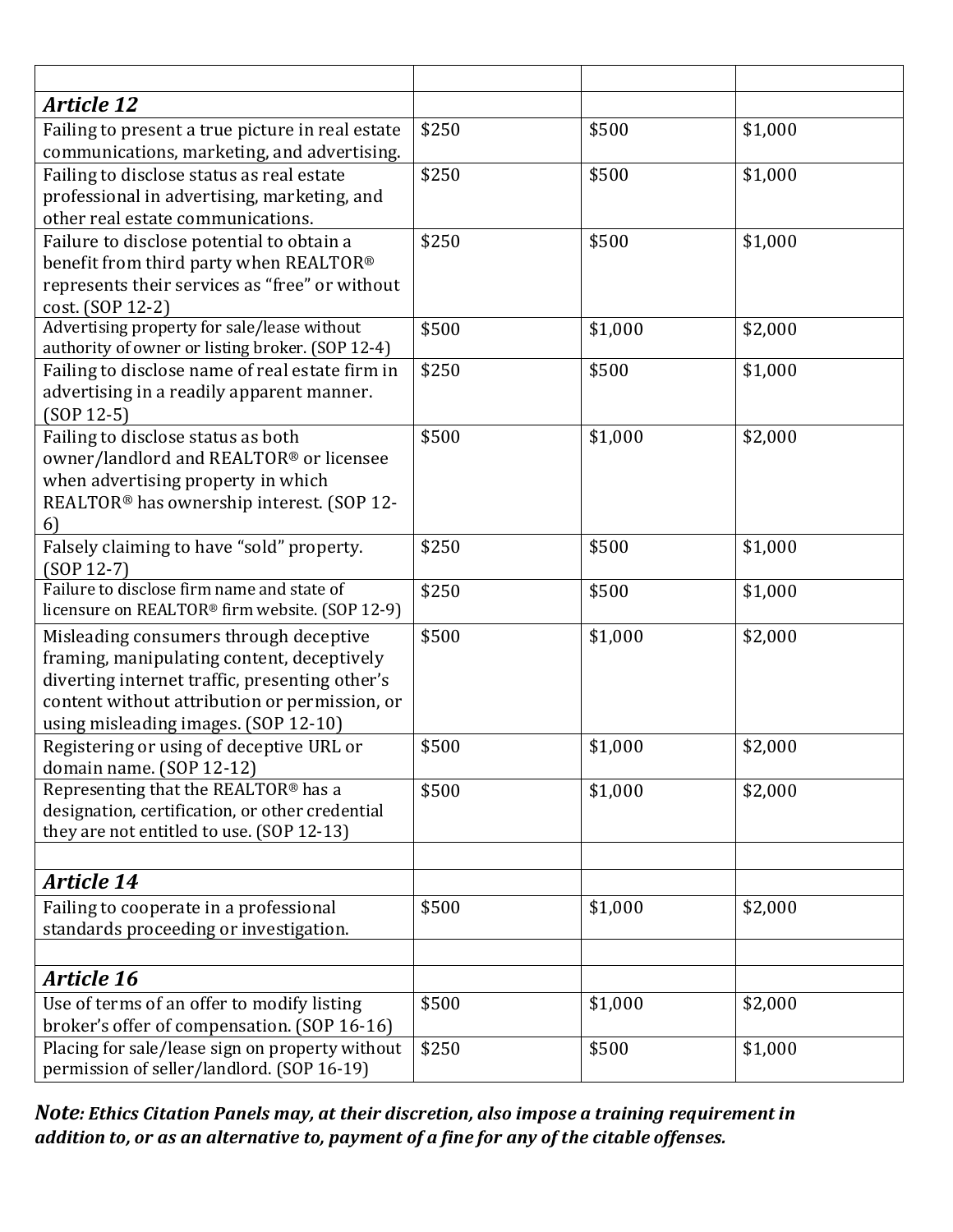| | | | |
|---|---|---|---|
| ***Article 12*** | | | |
| Failing to present a true picture in real estate communications, marketing, and advertising. | $250 | $500 | $1,000 |
| Failing to disclose status as real estate professional in advertising, marketing, and other real estate communications. | $250 | $500 | $1,000 |
| Failure to disclose potential to obtain a benefit from third party when REALTOR® represents their services as "free" or without cost. (SOP 12-2) | $250 | $500 | $1,000 |
| Advertising property for sale/lease without authority of owner or listing broker. (SOP 12-4) | $500 | $1,000 | $2,000 |
| Failing to disclose name of real estate firm in advertising in a readily apparent manner. (SOP 12-5) | $250 | $500 | $1,000 |
| Failing to disclose status as both owner/landlord and REALTOR® or licensee when advertising property in which REALTOR® has ownership interest. (SOP 12-6) | $500 | $1,000 | $2,000 |
| Falsely claiming to have "sold" property. (SOP 12-7) | $250 | $500 | $1,000 |
| Failure to disclose firm name and state of licensure on REALTOR® firm website. (SOP 12-9) | $250 | $500 | $1,000 |
| Misleading consumers through deceptive framing, manipulating content, deceptively diverting internet traffic, presenting other's content without attribution or permission, or using misleading images. (SOP 12-10) | $500 | $1,000 | $2,000 |
| Registering or using of deceptive URL or domain name. (SOP 12-12) | $500 | $1,000 | $2,000 |
| Representing that the REALTOR® has a designation, certification, or other credential they are not entitled to use. (SOP 12-13) | $500 | $1,000 | $2,000 |
| | | | |
| ***Article 14*** | | | |
| Failing to cooperate in a professional standards proceeding or investigation. | $500 | $1,000 | $2,000 |
| | | | |
| ***Article 16*** | | | |
| Use of terms of an offer to modify listing broker's offer of compensation. (SOP 16-16) | $500 | $1,000 | $2,000 |
| Placing for sale/lease sign on property without permission of seller/landlord. (SOP 16-19) | $250 | $500 | $1,000 |

***Note**: Ethics Citation Panels may, at their discretion, also impose a training requirement in addition to, or as an alternative to, payment of a fine for any of the citable offenses.*